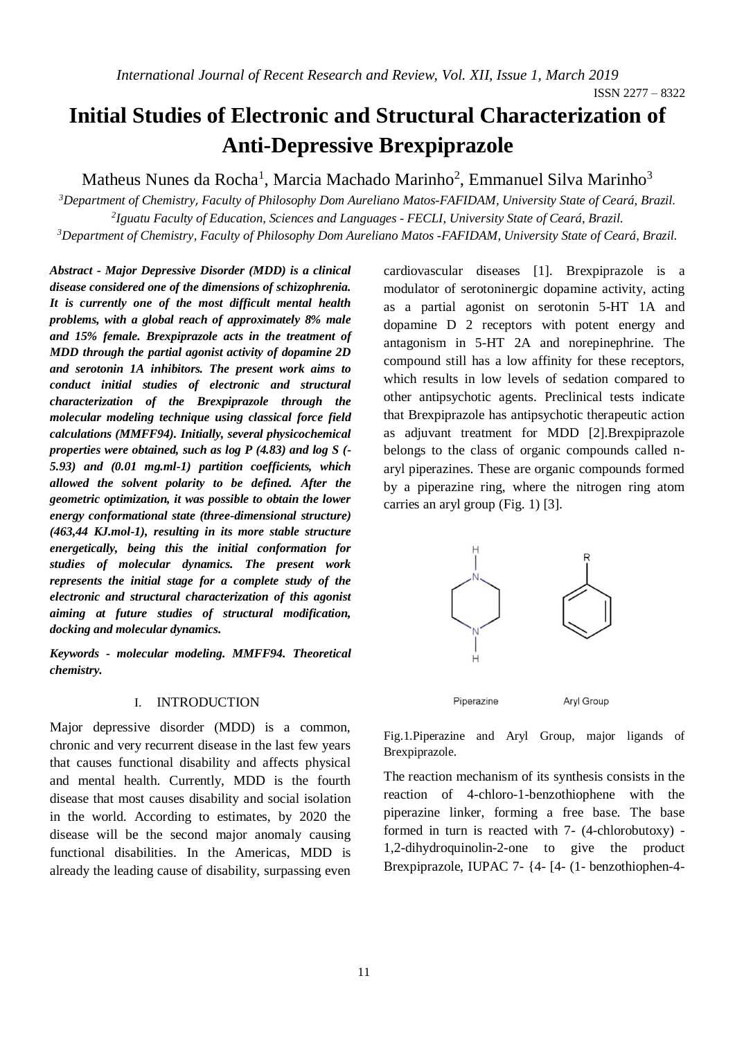# Initial Studies of Electronic and Structural Characterization of Anti-Depressive Brexpiprazole

Matheus Nunes da Rocha[1], Marcia Machado Marinho[2], Emmanuel Silva Marinho[3]

[3]Department of Chemistry, Faculty of Philosophy Dom Aureliano Matos-FAFIDAM, University State of Ceará, Brazil.

[2]Iguatu Faculty of Education, Sciences and Languages - FECLI, University State of Ceará, Brazil.

[3]Department of Chemistry, Faculty of Philosophy Dom Aureliano Matos -FAFIDAM, University State of Ceará, Brazil.

***Abstract - Major Depressive Disorder (MDD) is a clinical disease considered one of the dimensions of schizophrenia. It is currently one of the most difficult mental health problems, with a global reach of approximately 8% male and 15% female. Brexpiprazole acts in the treatment of MDD through the partial agonist activity of dopamine 2D and serotonin 1A inhibitors. The present work aims to conduct initial studies of electronic and structural characterization of the Brexpiprazole through the molecular modeling technique using classical force field calculations (MMFF94). Initially, several physicochemical properties were obtained, such as log P (4.83) and log S (-5.93) and (0.01 mg.ml-1) partition coefficients, which allowed the solvent polarity to be defined. After the geometric optimization, it was possible to obtain the lower energy conformational state (three-dimensional structure) (463,44 KJ.mol-1), resulting in its more stable structure energetically, being this the initial conformation for studies of molecular dynamics. The present work represents the initial stage for a complete study of the electronic and structural characterization of this agonist aiming at future studies of structural modification, docking and molecular dynamics.***

***Keywords - molecular modeling. MMFF94. Theoretical chemistry.***

## I. INTRODUCTION

Major depressive disorder (MDD) is a common, chronic and very recurrent disease in the last few years that causes functional disability and affects physical and mental health. Currently, MDD is the fourth disease that most causes disability and social isolation in the world. According to estimates, by 2020 the disease will be the second major anomaly causing functional disabilities. In the Americas, MDD is already the leading cause of disability, surpassing even cardiovascular diseases [1]. Brexpiprazole is a modulator of serotoninergic dopamine activity, acting as a partial agonist on serotonin 5-HT 1A and dopamine D 2 receptors with potent energy and antagonism in 5-HT 2A and norepinephrine. The compound still has a low affinity for these receptors, which results in low levels of sedation compared to other antipsychotic agents. Preclinical tests indicate that Brexpiprazole has antipsychotic therapeutic action as adjuvant treatment for MDD [2].Brexpiprazole belongs to the class of organic compounds called n-aryl piperazines. These are organic compounds formed by a piperazine ring, where the nitrogen ring atom carries an aryl group (Fig. 1) [3].

Piperazine

Aryl Group

Fig.1.Piperazine and Aryl Group, major ligands of Brexpiprazole.

The reaction mechanism of its synthesis consists in the reaction of 4-chloro-1-benzothiophene with the piperazine linker, forming a free base. The base formed in turn is reacted with 7- (4-chlorobutoxy) -1,2-dihydroquinolin-2-one to give the product Brexpiprazole, IUPAC 7- {4- [4- (1- benzothiophen-4-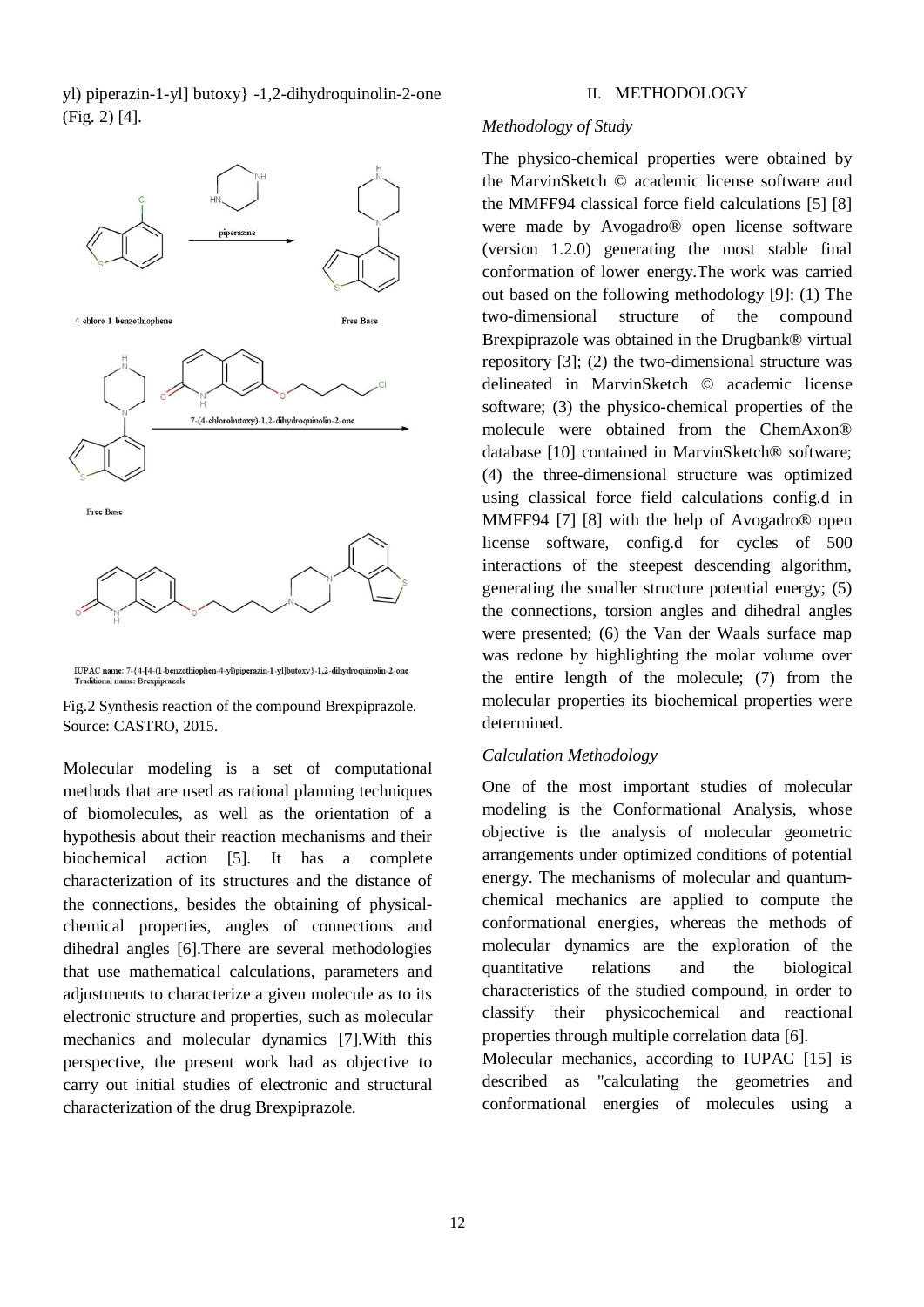yl) piperazin-1-yl] butoxy} -1,2-dihydroquinolin-2-one (Fig. 2) [4].

4-chloro-1-benzothiophene

piperazine

Free Base

7-(4-chlorobutoxy)-1,2-dihydroquinolin-2-one

Free Base

IUPAC name: 7-{4-[4-(1-benzothiophen-4-yl)piperazin-1-yl]butoxy}-1,2-dihydroquinolin-2-one
Traditional name: Brexpiprazole

Fig.2 Synthesis reaction of the compound Brexpiprazole. Source: CASTRO, 2015.

Molecular modeling is a set of computational methods that are used as rational planning techniques of biomolecules, as well as the orientation of a hypothesis about their reaction mechanisms and their biochemical action [5]. It has a complete characterization of its structures and the distance of the connections, besides the obtaining of physical-chemical properties, angles of connections and dihedral angles [6].There are several methodologies that use mathematical calculations, parameters and adjustments to characterize a given molecule as to its electronic structure and properties, such as molecular mechanics and molecular dynamics [7].With this perspective, the present work had as objective to carry out initial studies of electronic and structural characterization of the drug Brexpiprazole.

## II. METHODOLOGY

### *Methodology of Study*

The physico-chemical properties were obtained by the MarvinSketch © academic license software and the MMFF94 classical force field calculations [5] [8] were made by Avogadro® open license software (version 1.2.0) generating the most stable final conformation of lower energy.The work was carried out based on the following methodology [9]: (1) The two-dimensional structure of the compound Brexpiprazole was obtained in the Drugbank® virtual repository [3]; (2) the two-dimensional structure was delineated in MarvinSketch © academic license software; (3) the physico-chemical properties of the molecule were obtained from the ChemAxon® database [10] contained in MarvinSketch® software; (4) the three-dimensional structure was optimized using classical force field calculations config.d in MMFF94 [7] [8] with the help of Avogadro® open license software, config.d for cycles of 500 interactions of the steepest descending algorithm, generating the smaller structure potential energy; (5) the connections, torsion angles and dihedral angles were presented; (6) the Van der Waals surface map was redone by highlighting the molar volume over the entire length of the molecule; (7) from the molecular properties its biochemical properties were determined.

### *Calculation Methodology*

One of the most important studies of molecular modeling is the Conformational Analysis, whose objective is the analysis of molecular geometric arrangements under optimized conditions of potential energy. The mechanisms of molecular and quantum-chemical mechanics are applied to compute the conformational energies, whereas the methods of molecular dynamics are the exploration of the quantitative relations and the biological characteristics of the studied compound, in order to classify their physicochemical and reactional properties through multiple correlation data [6].

Molecular mechanics, according to IUPAC [15] is described as "calculating the geometries and conformational energies of molecules using a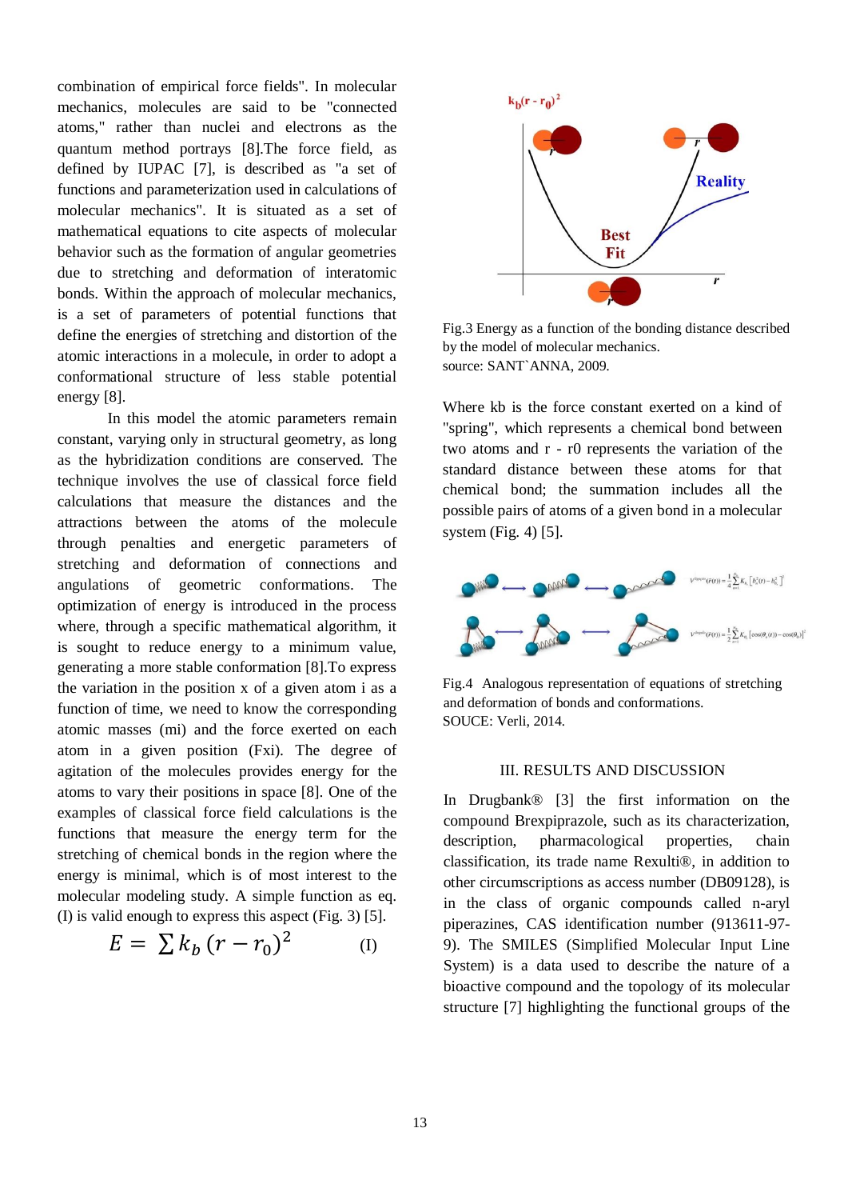combination of empirical force fields". In molecular mechanics, molecules are said to be "connected atoms," rather than nuclei and electrons as the quantum method portrays [8].The force field, as defined by IUPAC [7], is described as "a set of functions and parameterization used in calculations of molecular mechanics". It is situated as a set of mathematical equations to cite aspects of molecular behavior such as the formation of angular geometries due to stretching and deformation of interatomic bonds. Within the approach of molecular mechanics, is a set of parameters of potential functions that define the energies of stretching and distortion of the atomic interactions in a molecule, in order to adopt a conformational structure of less stable potential energy [8].

In this model the atomic parameters remain constant, varying only in structural geometry, as long as the hybridization conditions are conserved. The technique involves the use of classical force field calculations that measure the distances and the attractions between the atoms of the molecule through penalties and energetic parameters of stretching and deformation of connections and angulations of geometric conformations. The optimization of energy is introduced in the process where, through a specific mathematical algorithm, it is sought to reduce energy to a minimum value, generating a more stable conformation [8].To express the variation in the position x of a given atom i as a function of time, we need to know the corresponding atomic masses (mi) and the force exerted on each atom in a given position (Fxi). The degree of agitation of the molecules provides energy for the atoms to vary their positions in space [8]. One of the examples of classical force field calculations is the functions that measure the energy term for the stretching of chemical bonds in the region where the energy is minimal, which is of most interest to the molecular modeling study. A simple function as eq. (I) is valid enough to express this aspect (Fig. 3) [5].

$$E = \sum k_b \, (r - r_0)^2 \qquad \text{(I)}$$

Fig.3 Energy as a function of the bonding distance described by the model of molecular mechanics.
source: SANT`ANNA, 2009.

Where kb is the force constant exerted on a kind of "spring", which represents a chemical bond between two atoms and r - r0 represents the variation of the standard distance between these atoms for that chemical bond; the summation includes all the possible pairs of atoms of a given bond in a molecular system (Fig. 4) [5].

Fig.4 Analogous representation of equations of stretching and deformation of bonds and conformations.
SOUCE: Verli, 2014.

## III. RESULTS AND DISCUSSION

In Drugbank® [3] the first information on the compound Brexpiprazole, such as its characterization, description, pharmacological properties, chain classification, its trade name Rexulti®, in addition to other circumscriptions as access number (DB09128), is in the class of organic compounds called n-aryl piperazines, CAS identification number (913611-97-9). The SMILES (Simplified Molecular Input Line System) is a data used to describe the nature of a bioactive compound and the topology of its molecular structure [7] highlighting the functional groups of the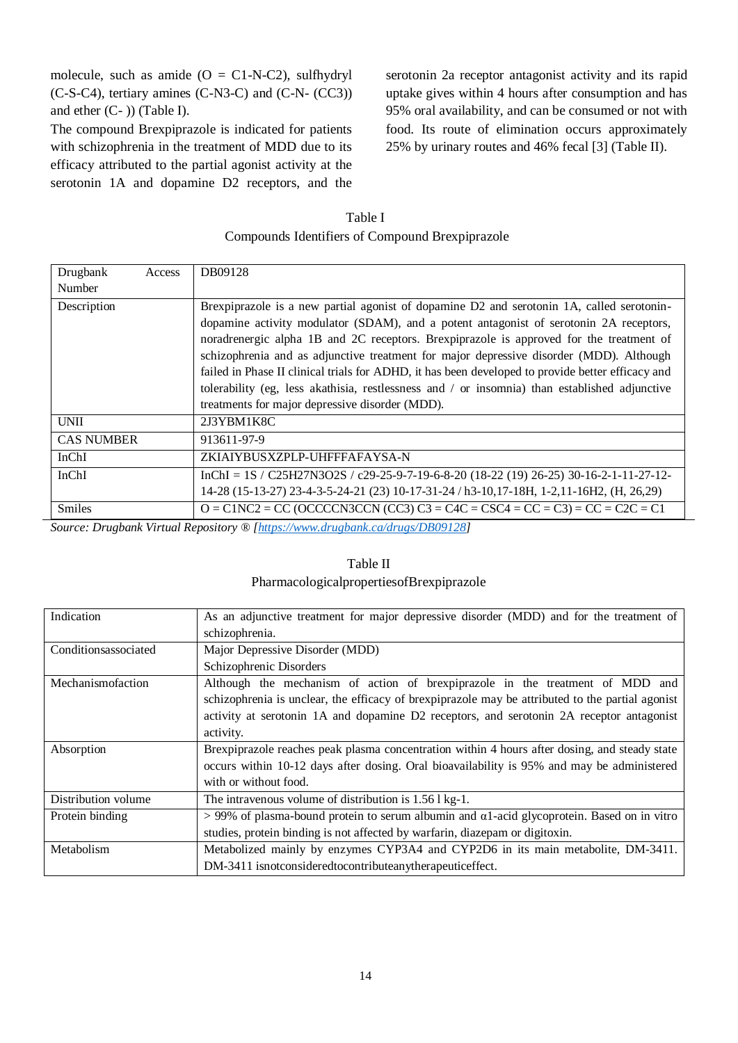molecule, such as amide (O = C1-N-C2), sulfhydryl (C-S-C4), tertiary amines (C-N3-C) and (C-N- (CC3)) and ether (C- )) (Table I).

The compound Brexpiprazole is indicated for patients with schizophrenia in the treatment of MDD due to its efficacy attributed to the partial agonist activity at the serotonin 1A and dopamine D2 receptors, and the serotonin 2a receptor antagonist activity and its rapid uptake gives within 4 hours after consumption and has 95% oral availability, and can be consumed or not with food. Its route of elimination occurs approximately 25% by urinary routes and 46% fecal [3] (Table II).

Table I

Compounds Identifiers of Compound Brexpiprazole

| Drugbank Access Number | DB09128 |
|---|---|
| Description | Brexpiprazole is a new partial agonist of dopamine D2 and serotonin 1A, called serotonin-dopamine activity modulator (SDAM), and a potent antagonist of serotonin 2A receptors, noradrenergic alpha 1B and 2C receptors. Brexpiprazole is approved for the treatment of schizophrenia and as adjunctive treatment for major depressive disorder (MDD). Although failed in Phase II clinical trials for ADHD, it has been developed to provide better efficacy and tolerability (eg, less akathisia, restlessness and / or insomnia) than established adjunctive treatments for major depressive disorder (MDD). |
| UNII | 2J3YBM1K8C |
| CAS NUMBER | 913611-97-9 |
| InChI | ZKIAIYBUSXZPLP-UHFFFAFAYSA-N |
| InChI | InChI = 1S / C25H27N3O2S / c29-25-9-7-19-6-8-20 (18-22 (19) 26-25) 30-16-2-1-11-27-12-14-28 (15-13-27) 23-4-3-5-24-21 (23) 10-17-31-24 / h3-10,17-18H, 1-2,11-16H2, (H, 26,29) |
| Smiles | O = C1NC2 = CC (OCCCCN3CCN (CC3) C3 = C4C = CSC4 = CC = C3) = CC = C2C = C1 |

*Source: Drugbank Virtual Repository ® [https://www.drugbank.ca/drugs/DB09128]*

Table II

PharmacologicalpropertiesofBrexpiprazole

| Indication | As an adjunctive treatment for major depressive disorder (MDD) and for the treatment of schizophrenia. |
|---|---|
| Conditionsassociated | Major Depressive Disorder (MDD)<br>Schizophrenic Disorders |
| Mechanismofaction | Although the mechanism of action of brexpiprazole in the treatment of MDD and schizophrenia is unclear, the efficacy of brexpiprazole may be attributed to the partial agonist activity at serotonin 1A and dopamine D2 receptors, and serotonin 2A receptor antagonist activity. |
| Absorption | Brexpiprazole reaches peak plasma concentration within 4 hours after dosing, and steady state occurs within 10-12 days after dosing. Oral bioavailability is 95% and may be administered with or without food. |
| Distribution volume | The intravenous volume of distribution is 1.56 l kg-1. |
| Protein binding | > 99% of plasma-bound protein to serum albumin and α1-acid glycoprotein. Based on in vitro studies, protein binding is not affected by warfarin, diazepam or digitoxin. |
| Metabolism | Metabolized mainly by enzymes CYP3A4 and CYP2D6 in its main metabolite, DM-3411. DM-3411 isnotconsideredtocontributeanytherapeuticeffect. |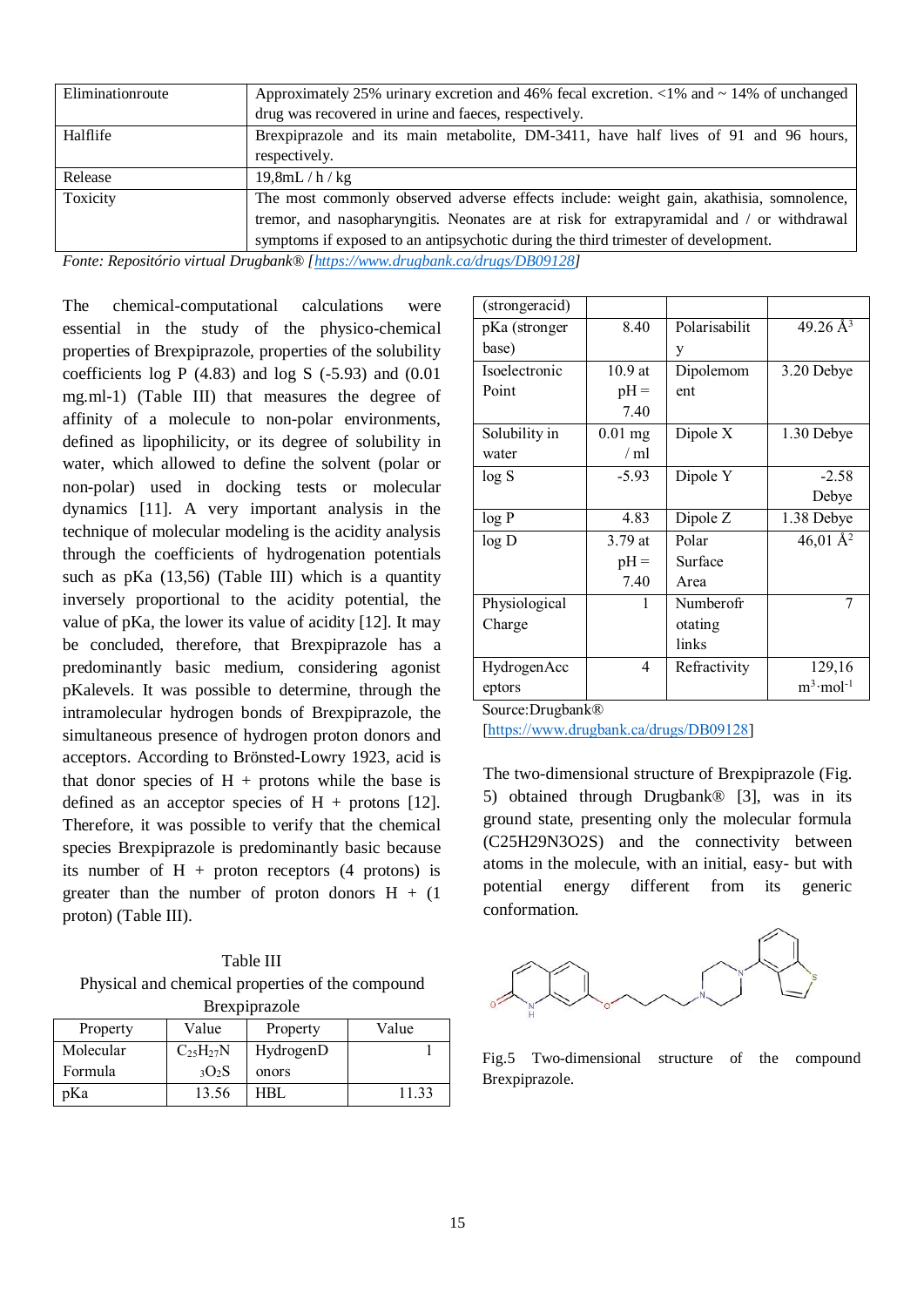| | |
|---|---|
| Eliminationroute | Approximately 25% urinary excretion and 46% fecal excretion. <1% and ~ 14% of unchanged drug was recovered in urine and faeces, respectively. |
| Halflife | Brexpiprazole and its main metabolite, DM-3411, have half lives of 91 and 96 hours, respectively. |
| Release | 19,8mL / h / kg |
| Toxicity | The most commonly observed adverse effects include: weight gain, akathisia, somnolence, tremor, and nasopharyngitis. Neonates are at risk for extrapyramidal and / or withdrawal symptoms if exposed to an antipsychotic during the third trimester of development. |

*Fonte: Repositório virtual Drugbank® [https://www.drugbank.ca/drugs/DB09128]*

The chemical-computational calculations were essential in the study of the physico-chemical properties of Brexpiprazole, properties of the solubility coefficients log P (4.83) and log S (-5.93) and (0.01 mg.ml-1) (Table III) that measures the degree of affinity of a molecule to non-polar environments, defined as lipophilicity, or its degree of solubility in water, which allowed to define the solvent (polar or non-polar) used in docking tests or molecular dynamics [11]. A very important analysis in the technique of molecular modeling is the acidity analysis through the coefficients of hydrogenation potentials such as pKa (13,56) (Table III) which is a quantity inversely proportional to the acidity potential, the value of pKa, the lower its value of acidity [12]. It may be concluded, therefore, that Brexpiprazole has a predominantly basic medium, considering agonist pKalevels. It was possible to determine, through the intramolecular hydrogen bonds of Brexpiprazole, the simultaneous presence of hydrogen proton donors and acceptors. According to Brönsted-Lowry 1923, acid is that donor species of H + protons while the base is defined as an acceptor species of H + protons [12]. Therefore, it was possible to verify that the chemical species Brexpiprazole is predominantly basic because its number of H + proton receptors (4 protons) is greater than the number of proton donors H + (1 proton) (Table III).

Table III
Physical and chemical properties of the compound Brexpiprazole

| Property | Value | Property | Value |
|---|---|---|---|
| Molecular Formula | $C_{25}H_{27}N_3O_2S$ | HydrogenDonors | 1 |
| pKa (strongeracid) | 13.56 | HBL | 11.33 |
| pKa (stronger base) | 8.40 | Polarisability | 49.26 Å$^3$ |
| Isoelectronic Point | 10.9 at pH = 7.40 | Dipolemoment | 3.20 Debye |
| Solubility in water | 0.01 mg / ml | Dipole X | 1.30 Debye |
| log S | -5.93 | Dipole Y | -2.58 Debye |
| log P | 4.83 | Dipole Z | 1.38 Debye |
| log D | 3.79 at pH = 7.40 | Polar Surface Area | 46,01 Å$^2$ |
| Physiological Charge | 1 | Numberofrotating links | 7 |
| HydrogenAcceptors | 4 | Refractivity | 129,16 $m^3 \cdot mol^{-1}$ |

Source:Drugbank® [https://www.drugbank.ca/drugs/DB09128]

The two-dimensional structure of Brexpiprazole (Fig. 5) obtained through Drugbank® [3], was in its ground state, presenting only the molecular formula (C25H29N3O2S) and the connectivity between atoms in the molecule, with an initial, easy- but with potential energy different from its generic conformation.

Fig.5 Two-dimensional structure of the compound Brexpiprazole.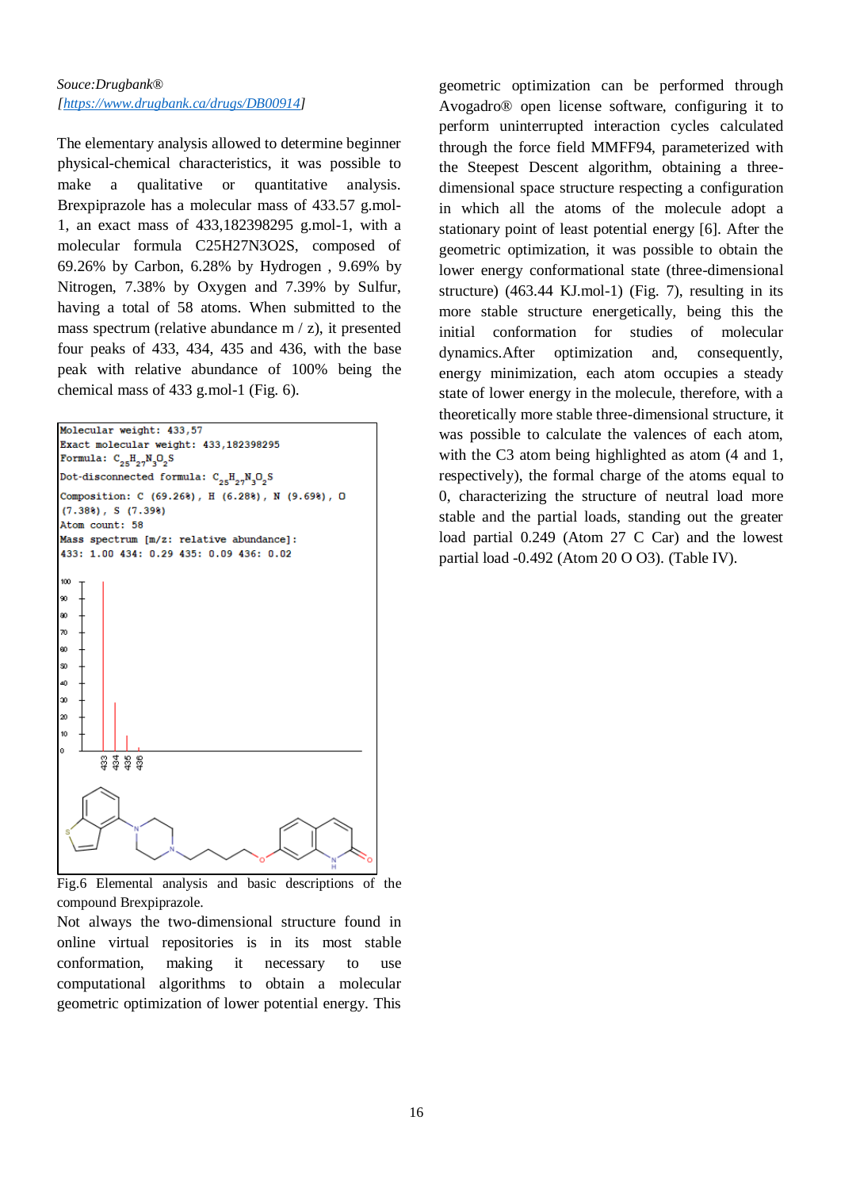*Souce:Drugbank®*
*[https://www.drugbank.ca/drugs/DB00914]*

The elementary analysis allowed to determine beginner physical-chemical characteristics, it was possible to make a qualitative or quantitative analysis. Brexpiprazole has a molecular mass of 433.57 g.mol-1, an exact mass of 433,182398295 g.mol-1, with a molecular formula C25H27N3O2S, composed of 69.26% by Carbon, 6.28% by Hydrogen , 9.69% by Nitrogen, 7.38% by Oxygen and 7.39% by Sulfur, having a total of 58 atoms. When submitted to the mass spectrum (relative abundance m / z), it presented four peaks of 433, 434, 435 and 436, with the base peak with relative abundance of 100% being the chemical mass of 433 g.mol-1 (Fig. 6).

Molecular weight: 433,57
Exact molecular weight: 433,182398295
Formula: $C_{25}H_{27}N_3O_2S$
Dot-disconnected formula: $C_{25}H_{27}N_3O_2S$
Composition: C (69.26%), H (6.28%), N (9.69%), O (7.38%), S (7.39%)
Atom count: 58
Mass spectrum [m/z: relative abundance]:
433: 1.00 434: 0.29 435: 0.09 436: 0.02

100
90
80
70
60
50
40
30
20
10
0
433
434
435
436

Fig.6 Elemental analysis and basic descriptions of the compound Brexpiprazole.

Not always the two-dimensional structure found in online virtual repositories is in its most stable conformation, making it necessary to use computational algorithms to obtain a molecular geometric optimization of lower potential energy. This geometric optimization can be performed through Avogadro® open license software, configuring it to perform uninterrupted interaction cycles calculated through the force field MMFF94, parameterized with the Steepest Descent algorithm, obtaining a three-dimensional space structure respecting a configuration in which all the atoms of the molecule adopt a stationary point of least potential energy [6]. After the geometric optimization, it was possible to obtain the lower energy conformational state (three-dimensional structure) (463.44 KJ.mol-1) (Fig. 7), resulting in its more stable structure energetically, being this the initial conformation for studies of molecular dynamics.After optimization and, consequently, energy minimization, each atom occupies a steady state of lower energy in the molecule, therefore, with a theoretically more stable three-dimensional structure, it was possible to calculate the valences of each atom, with the C3 atom being highlighted as atom (4 and 1, respectively), the formal charge of the atoms equal to 0, characterizing the structure of neutral load more stable and the partial loads, standing out the greater load partial 0.249 (Atom 27 C Car) and the lowest partial load -0.492 (Atom 20 O O3). (Table IV).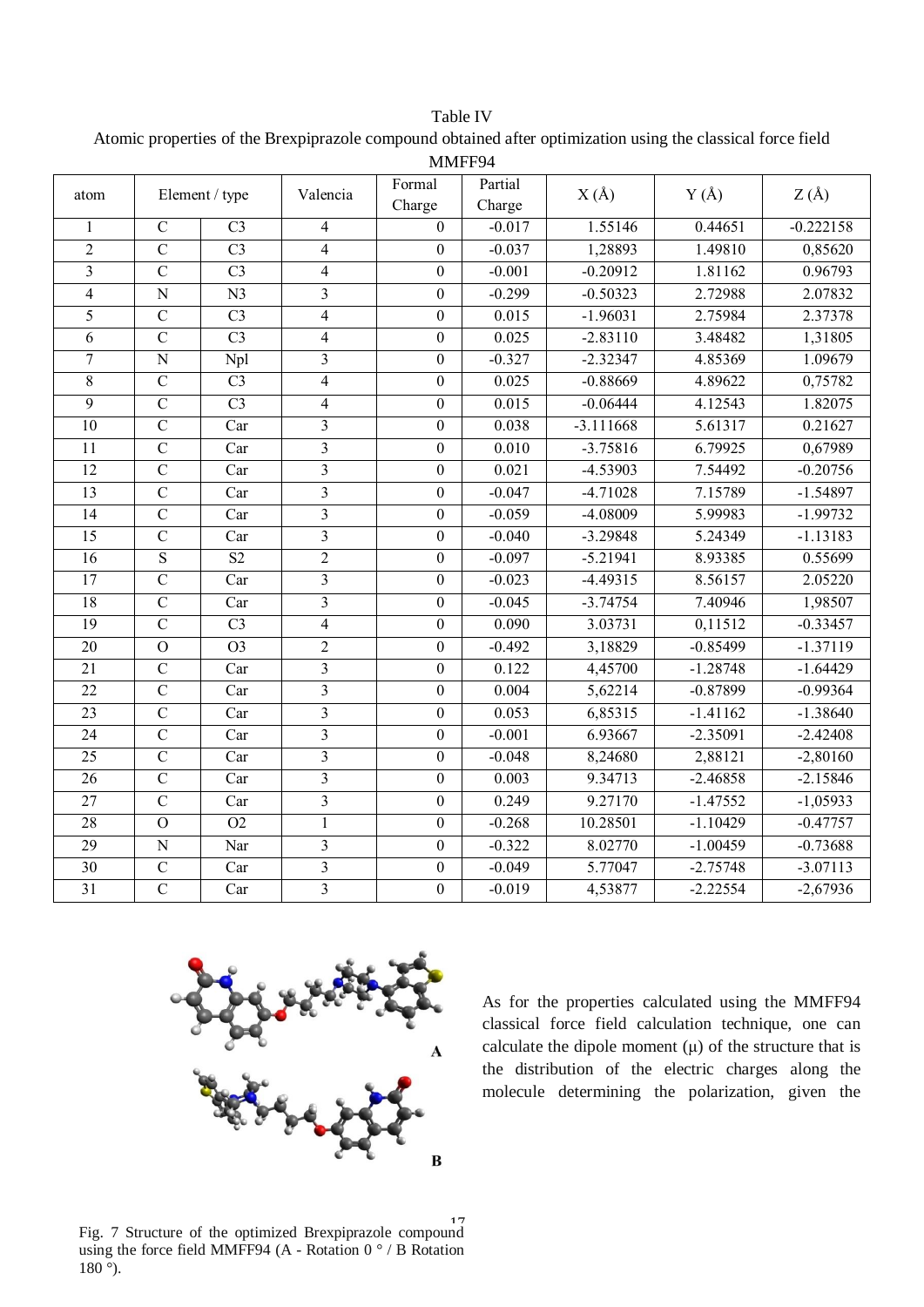Table IV

Atomic properties of the Brexpiprazole compound obtained after optimization using the classical force field MMFF94

| atom | Element / type | | Valencia | Formal Charge | Partial Charge | X (Å) | Y (Å) | Z (Å) |
|---|---|---|---|---|---|---|---|---|
| 1 | C | C3 | 4 | 0 | -0.017 | 1.55146 | 0.44651 | -0.222158 |
| 2 | C | C3 | 4 | 0 | -0.037 | 1,28893 | 1.49810 | 0,85620 |
| 3 | C | C3 | 4 | 0 | -0.001 | -0.20912 | 1.81162 | 0.96793 |
| 4 | N | N3 | 3 | 0 | -0.299 | -0.50323 | 2.72988 | 2.07832 |
| 5 | C | C3 | 4 | 0 | 0.015 | -1.96031 | 2.75984 | 2.37378 |
| 6 | C | C3 | 4 | 0 | 0.025 | -2.83110 | 3.48482 | 1,31805 |
| 7 | N | Npl | 3 | 0 | -0.327 | -2.32347 | 4.85369 | 1.09679 |
| 8 | C | C3 | 4 | 0 | 0.025 | -0.88669 | 4.89622 | 0,75782 |
| 9 | C | C3 | 4 | 0 | 0.015 | -0.06444 | 4.12543 | 1.82075 |
| 10 | C | Car | 3 | 0 | 0.038 | -3.111668 | 5.61317 | 0.21627 |
| 11 | C | Car | 3 | 0 | 0.010 | -3.75816 | 6.79925 | 0,67989 |
| 12 | C | Car | 3 | 0 | 0.021 | -4.53903 | 7.54492 | -0.20756 |
| 13 | C | Car | 3 | 0 | -0.047 | -4.71028 | 7.15789 | -1.54897 |
| 14 | C | Car | 3 | 0 | -0.059 | -4.08009 | 5.99983 | -1.99732 |
| 15 | C | Car | 3 | 0 | -0.040 | -3.29848 | 5.24349 | -1.13183 |
| 16 | S | S2 | 2 | 0 | -0.097 | -5.21941 | 8.93385 | 0.55699 |
| 17 | C | Car | 3 | 0 | -0.023 | -4.49315 | 8.56157 | 2.05220 |
| 18 | C | Car | 3 | 0 | -0.045 | -3.74754 | 7.40946 | 1,98507 |
| 19 | C | C3 | 4 | 0 | 0.090 | 3.03731 | 0,11512 | -0.33457 |
| 20 | O | O3 | 2 | 0 | -0.492 | 3,18829 | -0.85499 | -1.37119 |
| 21 | C | Car | 3 | 0 | 0.122 | 4,45700 | -1.28748 | -1.64429 |
| 22 | C | Car | 3 | 0 | 0.004 | 5,62214 | -0.87899 | -0.99364 |
| 23 | C | Car | 3 | 0 | 0.053 | 6,85315 | -1.41162 | -1.38640 |
| 24 | C | Car | 3 | 0 | -0.001 | 6.93667 | -2.35091 | -2.42408 |
| 25 | C | Car | 3 | 0 | -0.048 | 8,24680 | 2,88121 | -2,80160 |
| 26 | C | Car | 3 | 0 | 0.003 | 9.34713 | -2.46858 | -2.15846 |
| 27 | C | Car | 3 | 0 | 0.249 | 9.27170 | -1.47552 | -1,05933 |
| 28 | O | O2 | 1 | 0 | -0.268 | 10.28501 | -1.10429 | -0.47757 |
| 29 | N | Nar | 3 | 0 | -0.322 | 8.02770 | -1.00459 | -0.73688 |
| 30 | C | Car | 3 | 0 | -0.049 | 5.77047 | -2.75748 | -3.07113 |
| 31 | C | Car | 3 | 0 | -0.019 | 4,53877 | -2.22554 | -2,67936 |

A

B

Fig. 7 Structure of the optimized Brexpiprazole compound using the force field MMFF94 (A - Rotation 0 ° / B Rotation 180 °).

As for the properties calculated using the MMFF94 classical force field calculation technique, one can calculate the dipole moment ($\mu$) of the structure that is the distribution of the electric charges along the molecule determining the polarization, given the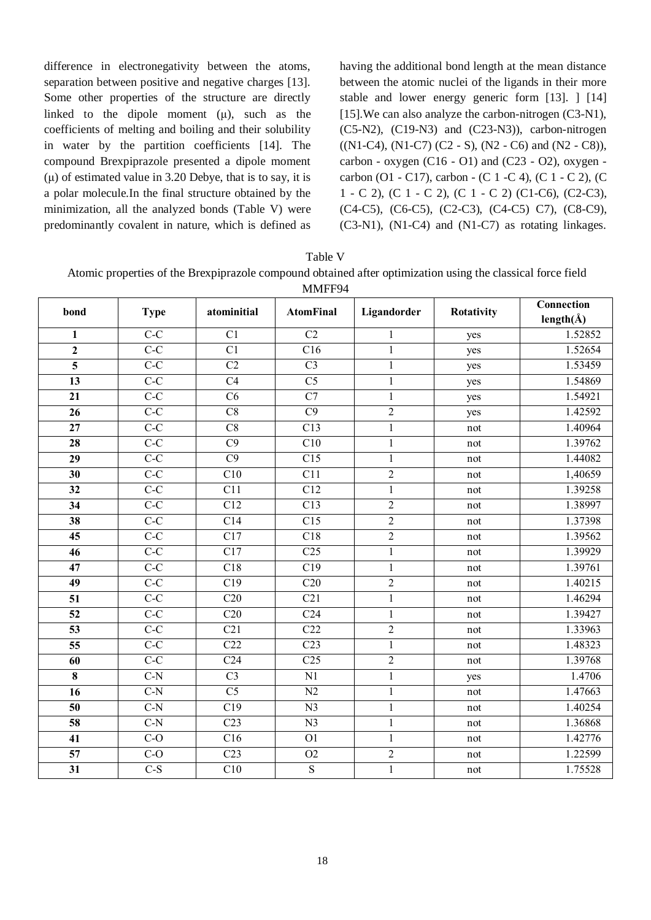difference in electronegativity between the atoms, separation between positive and negative charges [13]. Some other properties of the structure are directly linked to the dipole moment (μ), such as the coefficients of melting and boiling and their solubility in water by the partition coefficients [14]. The compound Brexpiprazole presented a dipole moment (μ) of estimated value in 3.20 Debye, that is to say, it is a polar molecule.In the final structure obtained by the minimization, all the analyzed bonds (Table V) were predominantly covalent in nature, which is defined as having the additional bond length at the mean distance between the atomic nuclei of the ligands in their more stable and lower energy generic form [13]. ] [14] [15].We can also analyze the carbon-nitrogen (C3-N1), (C5-N2), (C19-N3) and (C23-N3)), carbon-nitrogen ((N1-C4), (N1-C7) (C2 - S), (N2 - C6) and (N2 - C8)), carbon - oxygen (C16 - O1) and (C23 - O2), oxygen - carbon (O1 - C17), carbon - (C 1 -C 4), (C 1 - C 2), (C 1 - C 2), (C 1 - C 2), (C 1 - C 2) (C1-C6), (C2-C3), (C4-C5), (C6-C5), (C2-C3), (C4-C5) C7), (C8-C9), (C3-N1), (N1-C4) and (N1-C7) as rotating linkages.

Table V

Atomic properties of the Brexpiprazole compound obtained after optimization using the classical force field MMFF94

| bond | Type | atominitial | AtomFinal | Ligandorder | Rotativity | Connection length(Å) |
|---|---|---|---|---|---|---|
| 1 | C-C | C1 | C2 | 1 | yes | 1.52852 |
| 2 | C-C | C1 | C16 | 1 | yes | 1.52654 |
| 5 | C-C | C2 | C3 | 1 | yes | 1.53459 |
| 13 | C-C | C4 | C5 | 1 | yes | 1.54869 |
| 21 | C-C | C6 | C7 | 1 | yes | 1.54921 |
| 26 | C-C | C8 | C9 | 2 | yes | 1.42592 |
| 27 | C-C | C8 | C13 | 1 | not | 1.40964 |
| 28 | C-C | C9 | C10 | 1 | not | 1.39762 |
| 29 | C-C | C9 | C15 | 1 | not | 1.44082 |
| 30 | C-C | C10 | C11 | 2 | not | 1,40659 |
| 32 | C-C | C11 | C12 | 1 | not | 1.39258 |
| 34 | C-C | C12 | C13 | 2 | not | 1.38997 |
| 38 | C-C | C14 | C15 | 2 | not | 1.37398 |
| 45 | C-C | C17 | C18 | 2 | not | 1.39562 |
| 46 | C-C | C17 | C25 | 1 | not | 1.39929 |
| 47 | C-C | C18 | C19 | 1 | not | 1.39761 |
| 49 | C-C | C19 | C20 | 2 | not | 1.40215 |
| 51 | C-C | C20 | C21 | 1 | not | 1.46294 |
| 52 | C-C | C20 | C24 | 1 | not | 1.39427 |
| 53 | C-C | C21 | C22 | 2 | not | 1.33963 |
| 55 | C-C | C22 | C23 | 1 | not | 1.48323 |
| 60 | C-C | C24 | C25 | 2 | not | 1.39768 |
| 8 | C-N | C3 | N1 | 1 | yes | 1.4706 |
| 16 | C-N | C5 | N2 | 1 | not | 1.47663 |
| 50 | C-N | C19 | N3 | 1 | not | 1.40254 |
| 58 | C-N | C23 | N3 | 1 | not | 1.36868 |
| 41 | C-O | C16 | O1 | 1 | not | 1.42776 |
| 57 | C-O | C23 | O2 | 2 | not | 1.22599 |
| 31 | C-S | C10 | S | 1 | not | 1.75528 |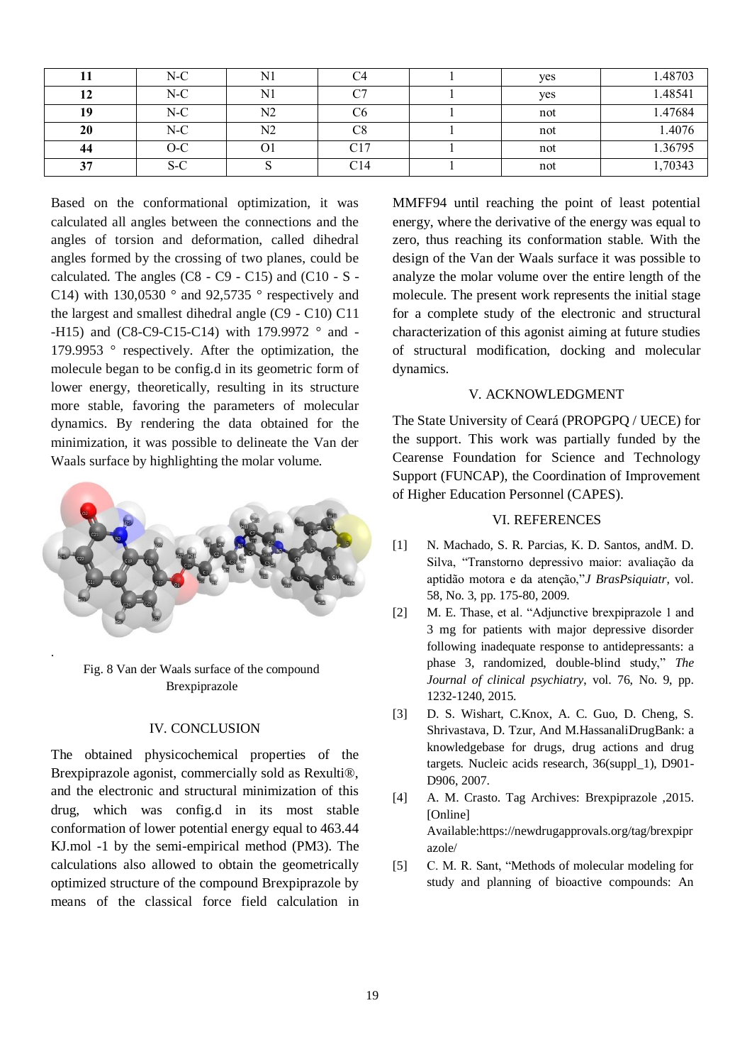| | | | | | | |
|---|---|---|---|---|---|---|
| **11** | N-C | N1 | C4 | 1 | yes | 1.48703 |
| **12** | N-C | N1 | C7 | 1 | yes | 1.48541 |
| **19** | N-C | N2 | C6 | 1 | not | 1.47684 |
| **20** | N-C | N2 | C8 | 1 | not | 1.4076 |
| **44** | O-C | O1 | C17 | 1 | not | 1.36795 |
| **37** | S-C | S | C14 | 1 | not | 1,70343 |

Based on the conformational optimization, it was calculated all angles between the connections and the angles of torsion and deformation, called dihedral angles formed by the crossing of two planes, could be calculated. The angles (C8 - C9 - C15) and (C10 - S - C14) with 130,0530 ° and 92,5735 ° respectively and the largest and smallest dihedral angle (C9 - C10) C11 -H15) and (C8-C9-C15-C14) with 179.9972 ° and -179.9953 ° respectively. After the optimization, the molecule began to be config.d in its geometric form of lower energy, theoretically, resulting in its structure more stable, favoring the parameters of molecular dynamics. By rendering the data obtained for the minimization, it was possible to delineate the Van der Waals surface by highlighting the molar volume.

Fig. 8 Van der Waals surface of the compound Brexpiprazole

## IV. CONCLUSION

The obtained physicochemical properties of the Brexpiprazole agonist, commercially sold as Rexulti®, and the electronic and structural minimization of this drug, which was config.d in its most stable conformation of lower potential energy equal to 463.44 KJ.mol -1 by the semi-empirical method (PM3). The calculations also allowed to obtain the geometrically optimized structure of the compound Brexpiprazole by means of the classical force field calculation in MMFF94 until reaching the point of least potential energy, where the derivative of the energy was equal to zero, thus reaching its conformation stable. With the design of the Van der Waals surface it was possible to analyze the molar volume over the entire length of the molecule. The present work represents the initial stage for a complete study of the electronic and structural characterization of this agonist aiming at future studies of structural modification, docking and molecular dynamics.

## V. ACKNOWLEDGMENT

The State University of Ceará (PROPGPQ / UECE) for the support. This work was partially funded by the Cearense Foundation for Science and Technology Support (FUNCAP), the Coordination of Improvement of Higher Education Personnel (CAPES).

## VI. REFERENCES

[1] N. Machado, S. R. Parcias, K. D. Santos, andM. D. Silva, "Transtorno depressivo maior: avaliação da aptidão motora e da atenção," *J BrasPsiquiatr*, vol. 58, No. 3, pp. 175-80, 2009.

[2] M. E. Thase, et al. "Adjunctive brexpiprazole 1 and 3 mg for patients with major depressive disorder following inadequate response to antidepressants: a phase 3, randomized, double-blind study," *The Journal of clinical psychiatry*, vol. 76, No. 9, pp. 1232-1240, 2015.

[3] D. S. Wishart, C.Knox, A. C. Guo, D. Cheng, S. Shrivastava, D. Tzur, And M.HassanaliDrugBank: a knowledgebase for drugs, drug actions and drug targets. Nucleic acids research, 36(suppl_1), D901-D906, 2007.

[4] A. M. Crasto. Tag Archives: Brexpiprazole ,2015. [Online] Available:https://newdrugapprovals.org/tag/brexpiprazole/

[5] C. M. R. Sant, "Methods of molecular modeling for study and planning of bioactive compounds: An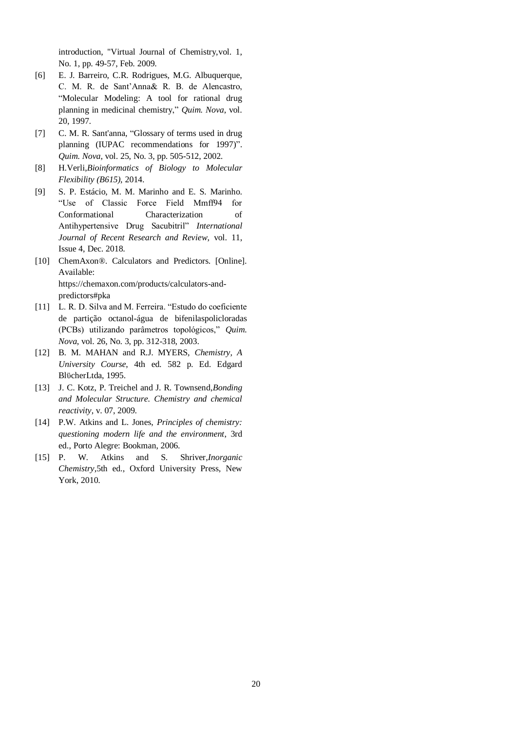introduction, "Virtual Journal of Chemistry,vol. 1, No. 1, pp. 49-57, Feb. 2009.

[6] E. J. Barreiro, C.R. Rodrigues, M.G. Albuquerque, C. M. R. de Sant'Anna& R. B. de Alencastro, "Molecular Modeling: A tool for rational drug planning in medicinal chemistry," *Quim. Nova*, vol. 20, 1997.

[7] C. M. R. Sant'anna, "Glossary of terms used in drug planning (IUPAC recommendations for 1997)". *Quim. Nova*, vol. 25, No. 3, pp. 505-512, 2002.

[8] H.Verli,*Bioinformatics of Biology to Molecular Flexibility (B615)*, 2014.

[9] S. P. Estácio, M. M. Marinho and E. S. Marinho. "Use of Classic Force Field Mmff94 for Conformational Characterization of Antihypertensive Drug Sacubitril" *International Journal of Recent Research and Review*, vol. 11, Issue 4, Dec. 2018.

[10] ChemAxon®. Calculators and Predictors. [Online]. Available: https://chemaxon.com/products/calculators-and-predictors#pka

[11] L. R. D. Silva and M. Ferreira. "Estudo do coeficiente de partição octanol-água de bifenilaspolicloradas (PCBs) utilizando parâmetros topológicos," *Quim. Nova*, vol. 26, No. 3, pp. 312-318, 2003.

[12] B. M. MAHAN and R.J. MYERS, *Chemistry, A University Course*, 4th ed. 582 p. Ed. Edgard BlücherLtda, 1995.

[13] J. C. Kotz, P. Treichel and J. R. Townsend,*Bonding and Molecular Structure. Chemistry and chemical reactivity*, v. 07, 2009.

[14] P.W. Atkins and L. Jones, *Principles of chemistry: questioning modern life and the environment*, 3rd ed., Porto Alegre: Bookman, 2006.

[15] P. W. Atkins and S. Shriver,*Inorganic Chemistry*,5th ed., Oxford University Press, New York, 2010.